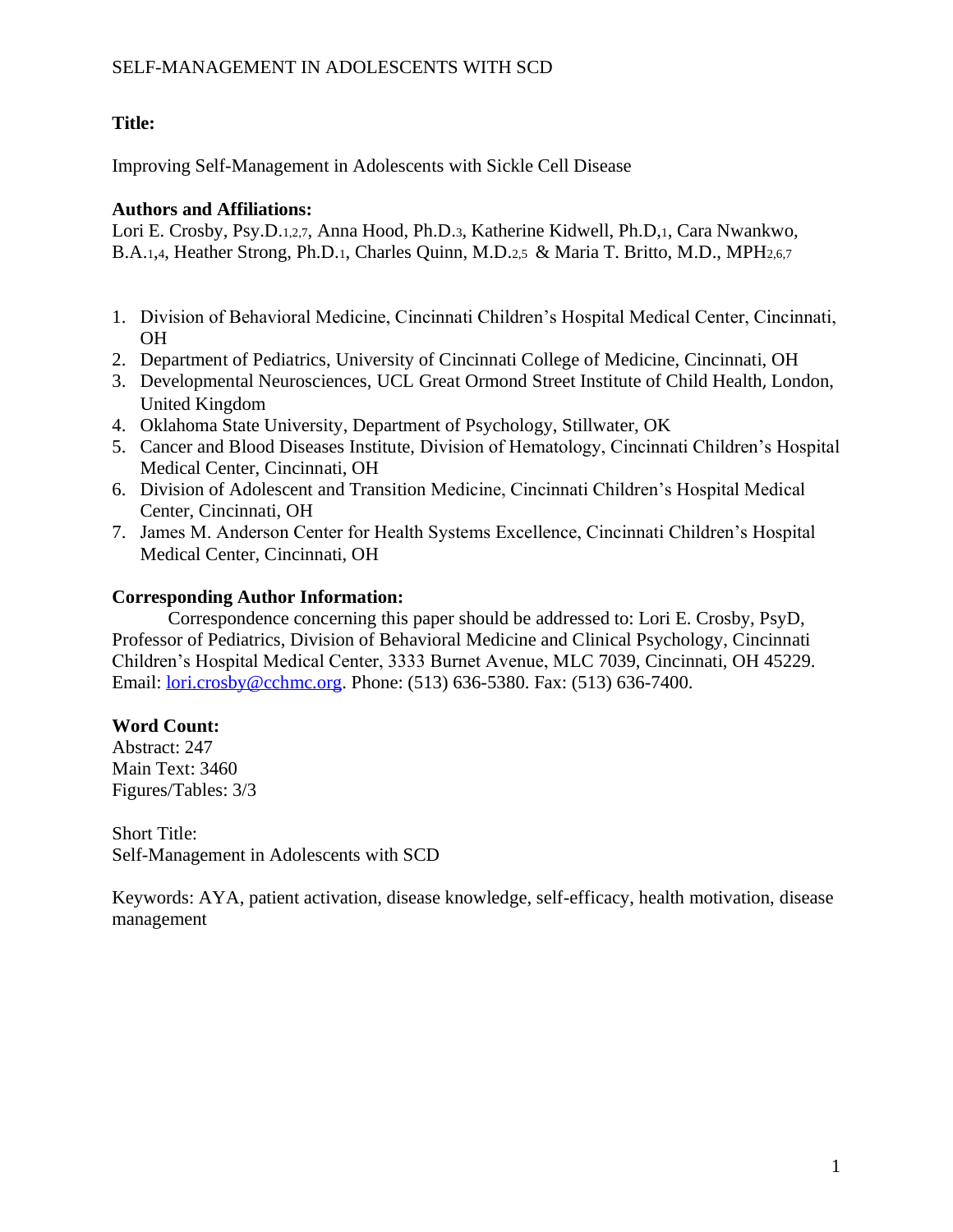**Title:**

Improving Self-Management in Adolescents with Sickle Cell Disease

**Authors and Affiliations:**

Lori E. Crosby, Psy.D.[1,2,7], Anna Hood, Ph.D.[3], Katherine Kidwell, Ph.D,[1], Cara Nwankwo, B.A.[1,4], Heather Strong, Ph.D.[1], Charles Quinn, M.D.[2,5] & Maria T. Britto, M.D., MPH[2,6,7]

1. Division of Behavioral Medicine, Cincinnati Children's Hospital Medical Center, Cincinnati, OH
2. Department of Pediatrics, University of Cincinnati College of Medicine, Cincinnati, OH
3. Developmental Neurosciences, UCL Great Ormond Street Institute of Child Health, London, United Kingdom
4. Oklahoma State University, Department of Psychology, Stillwater, OK
5. Cancer and Blood Diseases Institute, Division of Hematology, Cincinnati Children's Hospital Medical Center, Cincinnati, OH
6. Division of Adolescent and Transition Medicine, Cincinnati Children's Hospital Medical Center, Cincinnati, OH
7. James M. Anderson Center for Health Systems Excellence, Cincinnati Children's Hospital Medical Center, Cincinnati, OH

**Corresponding Author Information:**

Correspondence concerning this paper should be addressed to: Lori E. Crosby, PsyD, Professor of Pediatrics, Division of Behavioral Medicine and Clinical Psychology, Cincinnati Children's Hospital Medical Center, 3333 Burnet Avenue, MLC 7039, Cincinnati, OH 45229. Email: lori.crosby@cchmc.org. Phone: (513) 636-5380. Fax: (513) 636-7400.

**Word Count:**

Abstract: 247
Main Text: 3460
Figures/Tables: 3/3

Short Title:
Self-Management in Adolescents with SCD

Keywords: AYA, patient activation, disease knowledge, self-efficacy, health motivation, disease management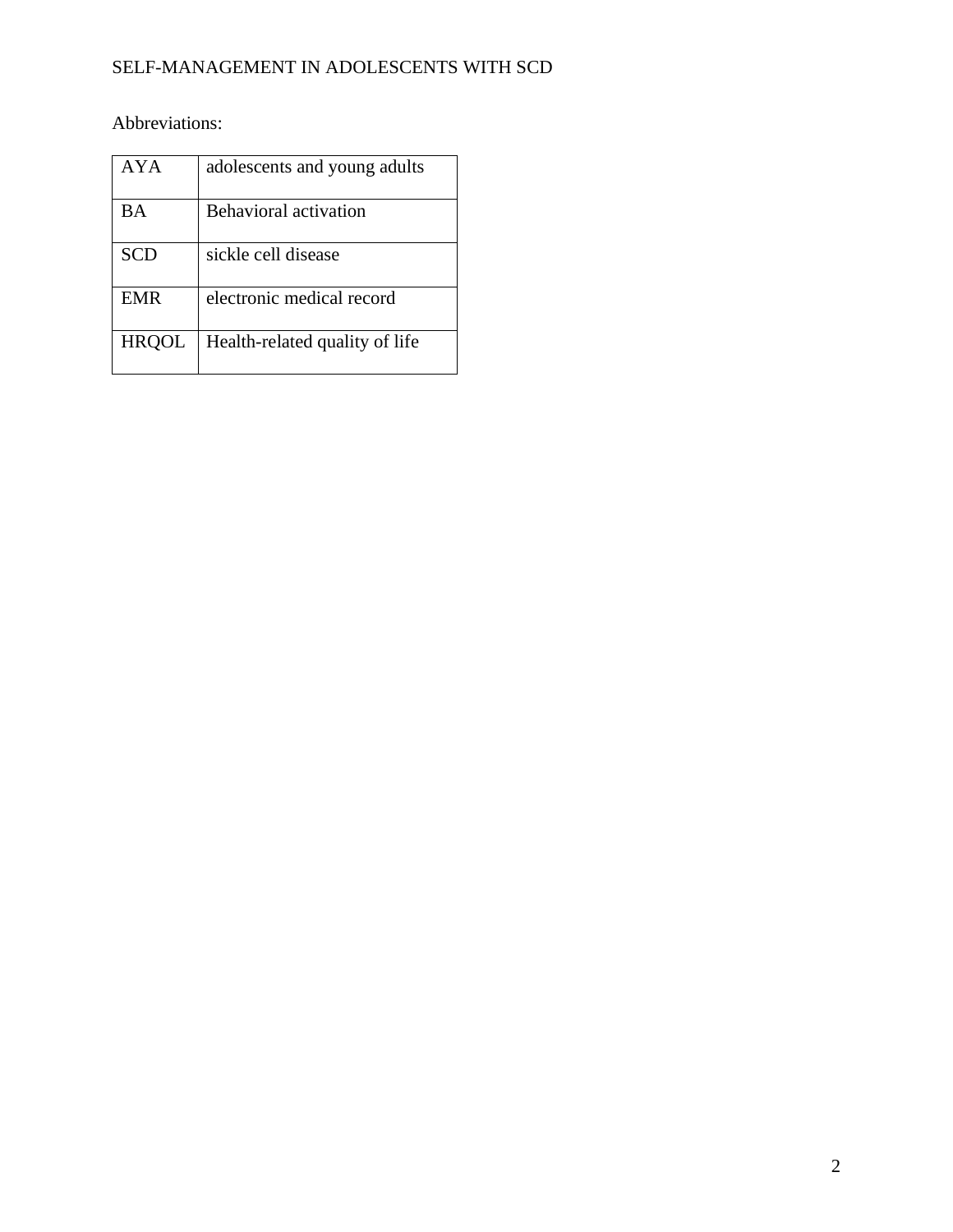Abbreviations:

| | |
|---|---|
| AYA | adolescents and young adults |
| BA | Behavioral activation |
| SCD | sickle cell disease |
| EMR | electronic medical record |
| HRQOL | Health-related quality of life |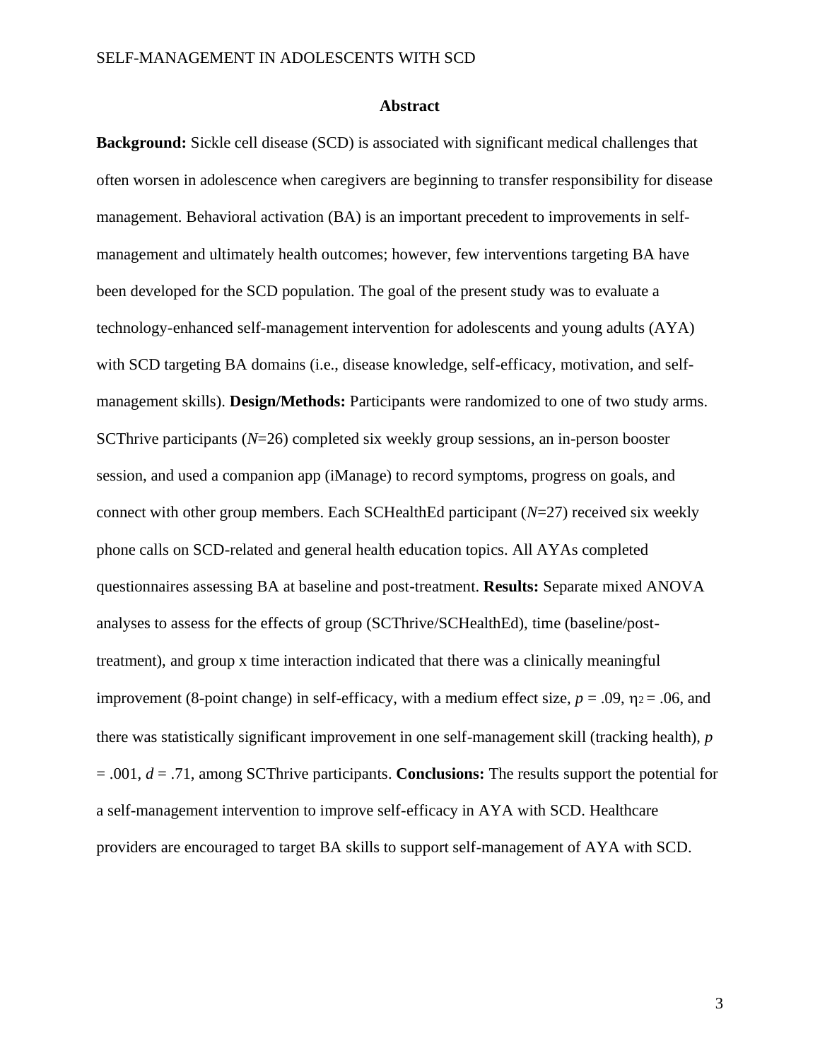## Abstract

**Background:** Sickle cell disease (SCD) is associated with significant medical challenges that often worsen in adolescence when caregivers are beginning to transfer responsibility for disease management. Behavioral activation (BA) is an important precedent to improvements in self-management and ultimately health outcomes; however, few interventions targeting BA have been developed for the SCD population. The goal of the present study was to evaluate a technology-enhanced self-management intervention for adolescents and young adults (AYA) with SCD targeting BA domains (i.e., disease knowledge, self-efficacy, motivation, and self-management skills). **Design/Methods:** Participants were randomized to one of two study arms. SCThrive participants ($N$=26) completed six weekly group sessions, an in-person booster session, and used a companion app (iManage) to record symptoms, progress on goals, and connect with other group members. Each SCHealthEd participant ($N$=27) received six weekly phone calls on SCD-related and general health education topics. All AYAs completed questionnaires assessing BA at baseline and post-treatment. **Results:** Separate mixed ANOVA analyses to assess for the effects of group (SCThrive/SCHealthEd), time (baseline/post-treatment), and group x time interaction indicated that there was a clinically meaningful improvement (8-point change) in self-efficacy, with a medium effect size, $p$ = .09, $\eta_2$ = .06, and there was statistically significant improvement in one self-management skill (tracking health), $p$ = .001, $d$ = .71, among SCThrive participants. **Conclusions:** The results support the potential for a self-management intervention to improve self-efficacy in AYA with SCD. Healthcare providers are encouraged to target BA skills to support self-management of AYA with SCD.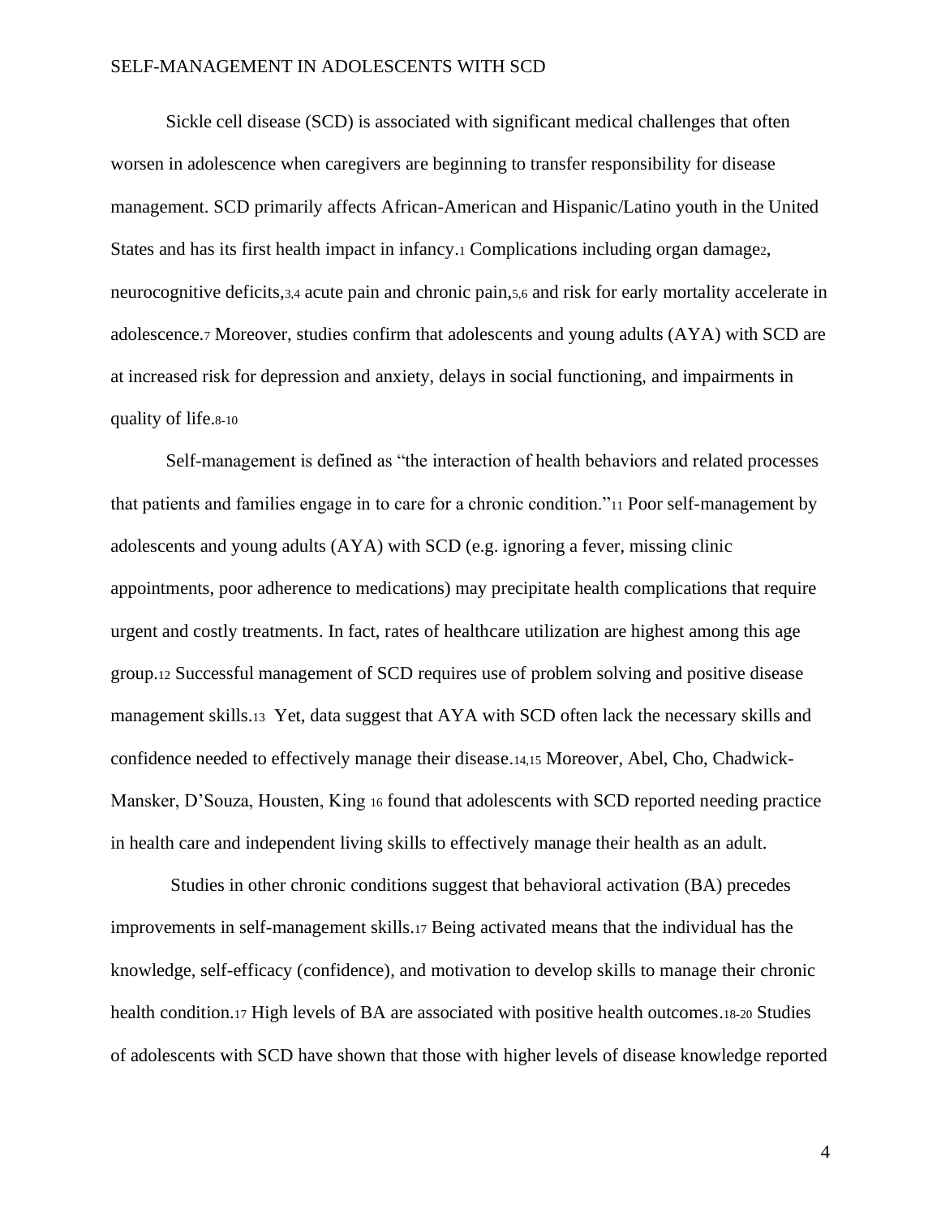Sickle cell disease (SCD) is associated with significant medical challenges that often worsen in adolescence when caregivers are beginning to transfer responsibility for disease management. SCD primarily affects African-American and Hispanic/Latino youth in the United States and has its first health impact in infancy.[1] Complications including organ damage[2], neurocognitive deficits,[3,4] acute pain and chronic pain,[5,6] and risk for early mortality accelerate in adolescence.[7] Moreover, studies confirm that adolescents and young adults (AYA) with SCD are at increased risk for depression and anxiety, delays in social functioning, and impairments in quality of life.[8-10]

Self-management is defined as "the interaction of health behaviors and related processes that patients and families engage in to care for a chronic condition."[11] Poor self-management by adolescents and young adults (AYA) with SCD (e.g. ignoring a fever, missing clinic appointments, poor adherence to medications) may precipitate health complications that require urgent and costly treatments. In fact, rates of healthcare utilization are highest among this age group.[12] Successful management of SCD requires use of problem solving and positive disease management skills.[13] Yet, data suggest that AYA with SCD often lack the necessary skills and confidence needed to effectively manage their disease.[14,15] Moreover, Abel, Cho, Chadwick-Mansker, D'Souza, Housten, King [16] found that adolescents with SCD reported needing practice in health care and independent living skills to effectively manage their health as an adult.

Studies in other chronic conditions suggest that behavioral activation (BA) precedes improvements in self-management skills.[17] Being activated means that the individual has the knowledge, self-efficacy (confidence), and motivation to develop skills to manage their chronic health condition.[17] High levels of BA are associated with positive health outcomes.[18-20] Studies of adolescents with SCD have shown that those with higher levels of disease knowledge reported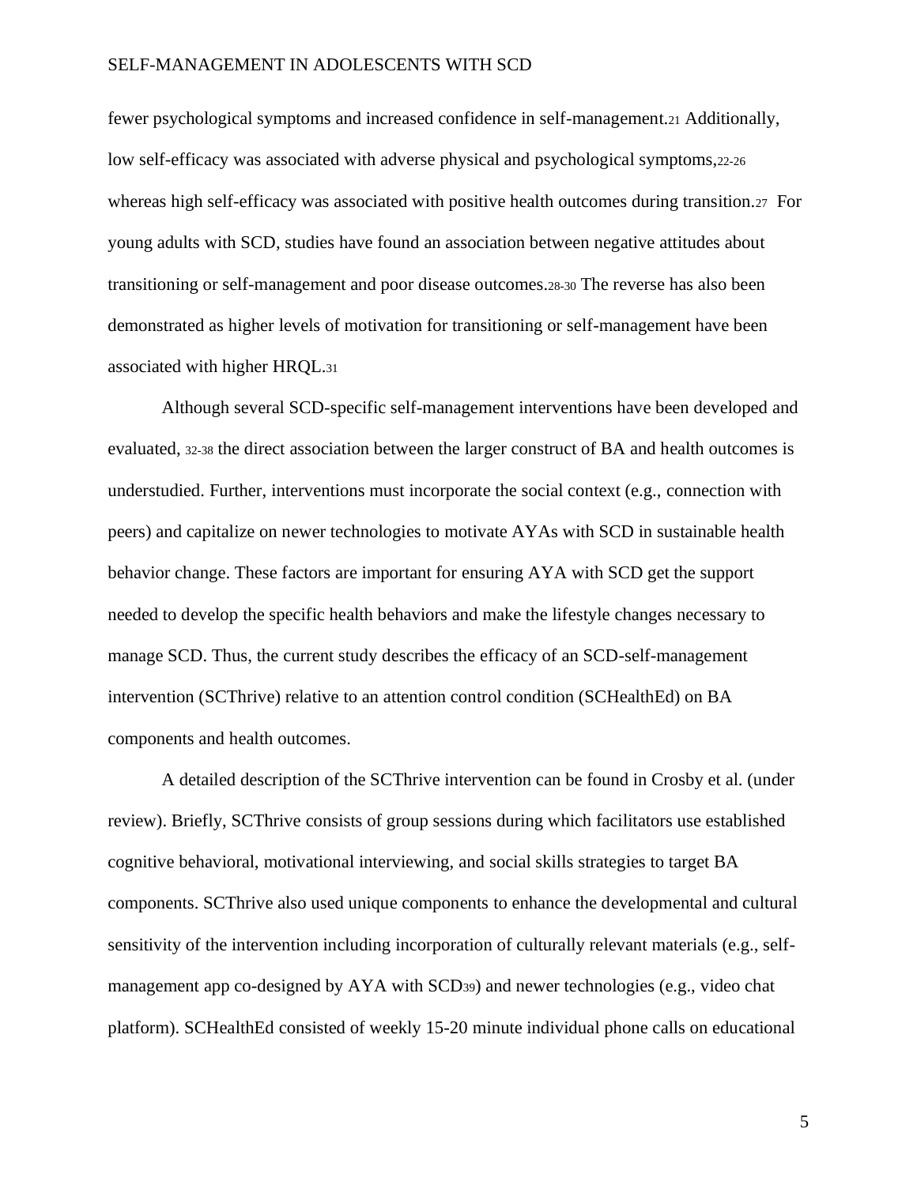fewer psychological symptoms and increased confidence in self-management.[21] Additionally, low self-efficacy was associated with adverse physical and psychological symptoms,[22-26] whereas high self-efficacy was associated with positive health outcomes during transition.[27] For young adults with SCD, studies have found an association between negative attitudes about transitioning or self-management and poor disease outcomes.[28-30] The reverse has also been demonstrated as higher levels of motivation for transitioning or self-management have been associated with higher HRQL.[31]

Although several SCD-specific self-management interventions have been developed and evaluated, [32-38] the direct association between the larger construct of BA and health outcomes is understudied. Further, interventions must incorporate the social context (e.g., connection with peers) and capitalize on newer technologies to motivate AYAs with SCD in sustainable health behavior change. These factors are important for ensuring AYA with SCD get the support needed to develop the specific health behaviors and make the lifestyle changes necessary to manage SCD. Thus, the current study describes the efficacy of an SCD-self-management intervention (SCThrive) relative to an attention control condition (SCHealthEd) on BA components and health outcomes.

A detailed description of the SCThrive intervention can be found in Crosby et al. (under review). Briefly, SCThrive consists of group sessions during which facilitators use established cognitive behavioral, motivational interviewing, and social skills strategies to target BA components. SCThrive also used unique components to enhance the developmental and cultural sensitivity of the intervention including incorporation of culturally relevant materials (e.g., self-management app co-designed by AYA with SCD[39]) and newer technologies (e.g., video chat platform). SCHealthEd consisted of weekly 15-20 minute individual phone calls on educational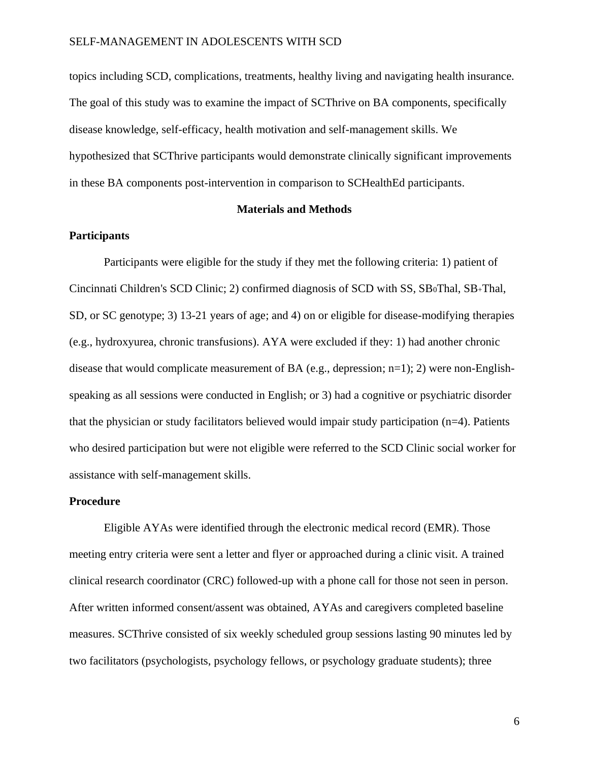topics including SCD, complications, treatments, healthy living and navigating health insurance. The goal of this study was to examine the impact of SCThrive on BA components, specifically disease knowledge, self-efficacy, health motivation and self-management skills. We hypothesized that SCThrive participants would demonstrate clinically significant improvements in these BA components post-intervention in comparison to SCHealthEd participants.

## Materials and Methods

### Participants

Participants were eligible for the study if they met the following criteria: 1) patient of Cincinnati Children's SCD Clinic; 2) confirmed diagnosis of SCD with SS, $SB_0$Thal, $SB_+$Thal, SD, or SC genotype; 3) 13-21 years of age; and 4) on or eligible for disease-modifying therapies (e.g., hydroxyurea, chronic transfusions). AYA were excluded if they: 1) had another chronic disease that would complicate measurement of BA (e.g., depression; n=1); 2) were non-English-speaking as all sessions were conducted in English; or 3) had a cognitive or psychiatric disorder that the physician or study facilitators believed would impair study participation (n=4). Patients who desired participation but were not eligible were referred to the SCD Clinic social worker for assistance with self-management skills.

### Procedure

Eligible AYAs were identified through the electronic medical record (EMR). Those meeting entry criteria were sent a letter and flyer or approached during a clinic visit. A trained clinical research coordinator (CRC) followed-up with a phone call for those not seen in person. After written informed consent/assent was obtained, AYAs and caregivers completed baseline measures. SCThrive consisted of six weekly scheduled group sessions lasting 90 minutes led by two facilitators (psychologists, psychology fellows, or psychology graduate students); three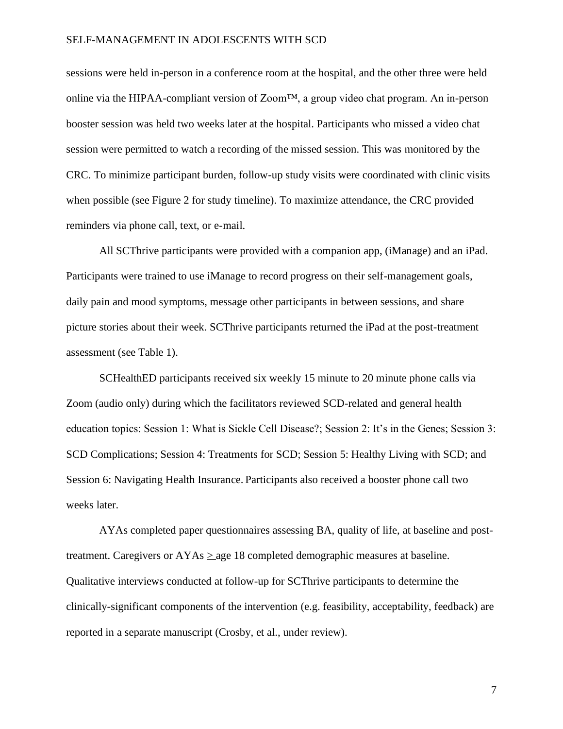sessions were held in-person in a conference room at the hospital, and the other three were held online via the HIPAA-compliant version of Zoom™, a group video chat program. An in-person booster session was held two weeks later at the hospital. Participants who missed a video chat session were permitted to watch a recording of the missed session. This was monitored by the CRC. To minimize participant burden, follow-up study visits were coordinated with clinic visits when possible (see Figure 2 for study timeline). To maximize attendance, the CRC provided reminders via phone call, text, or e-mail.

All SCThrive participants were provided with a companion app, (iManage) and an iPad. Participants were trained to use iManage to record progress on their self-management goals, daily pain and mood symptoms, message other participants in between sessions, and share picture stories about their week. SCThrive participants returned the iPad at the post-treatment assessment (see Table 1).

SCHealthED participants received six weekly 15 minute to 20 minute phone calls via Zoom (audio only) during which the facilitators reviewed SCD-related and general health education topics: Session 1: What is Sickle Cell Disease?; Session 2: It's in the Genes; Session 3: SCD Complications; Session 4: Treatments for SCD; Session 5: Healthy Living with SCD; and Session 6: Navigating Health Insurance. Participants also received a booster phone call two weeks later.

AYAs completed paper questionnaires assessing BA, quality of life, at baseline and post-treatment. Caregivers or AYAs $\geq$ age 18 completed demographic measures at baseline. Qualitative interviews conducted at follow-up for SCThrive participants to determine the clinically-significant components of the intervention (e.g. feasibility, acceptability, feedback) are reported in a separate manuscript (Crosby, et al., under review).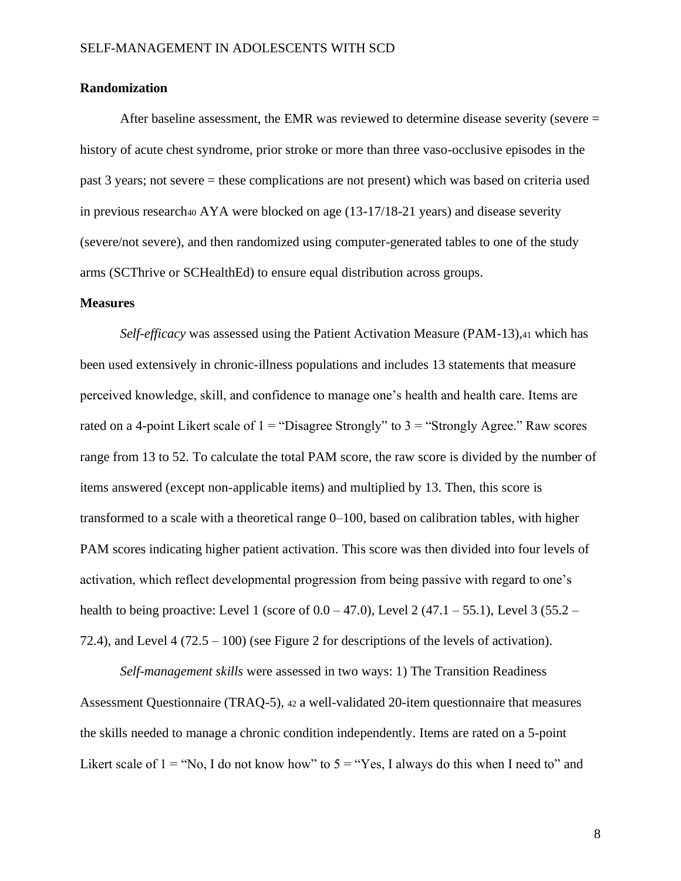**Randomization**

After baseline assessment, the EMR was reviewed to determine disease severity (severe = history of acute chest syndrome, prior stroke or more than three vaso-occlusive episodes in the past 3 years; not severe = these complications are not present) which was based on criteria used in previous research[40] AYA were blocked on age (13-17/18-21 years) and disease severity (severe/not severe), and then randomized using computer-generated tables to one of the study arms (SCThrive or SCHealthEd) to ensure equal distribution across groups.

**Measures**

*Self-efficacy* was assessed using the Patient Activation Measure (PAM-13),[41] which has been used extensively in chronic-illness populations and includes 13 statements that measure perceived knowledge, skill, and confidence to manage one's health and health care. Items are rated on a 4-point Likert scale of 1 = "Disagree Strongly" to 3 = "Strongly Agree." Raw scores range from 13 to 52. To calculate the total PAM score, the raw score is divided by the number of items answered (except non-applicable items) and multiplied by 13. Then, this score is transformed to a scale with a theoretical range 0–100, based on calibration tables, with higher PAM scores indicating higher patient activation. This score was then divided into four levels of activation, which reflect developmental progression from being passive with regard to one's health to being proactive: Level 1 (score of 0.0 – 47.0), Level 2 (47.1 – 55.1), Level 3 (55.2 – 72.4), and Level 4 (72.5 – 100) (see Figure 2 for descriptions of the levels of activation).

*Self-management skills* were assessed in two ways: 1) The Transition Readiness Assessment Questionnaire (TRAQ-5), [42] a well-validated 20-item questionnaire that measures the skills needed to manage a chronic condition independently. Items are rated on a 5-point Likert scale of 1 = "No, I do not know how" to 5 = "Yes, I always do this when I need to" and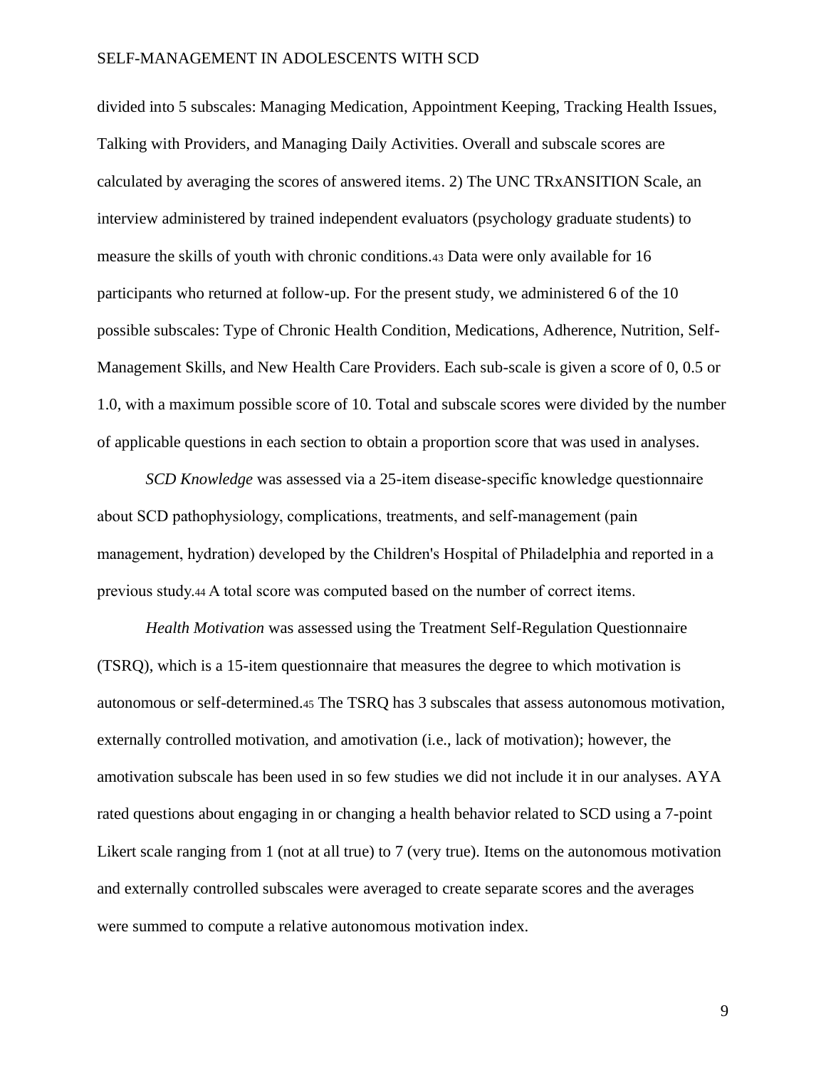divided into 5 subscales: Managing Medication, Appointment Keeping, Tracking Health Issues, Talking with Providers, and Managing Daily Activities. Overall and subscale scores are calculated by averaging the scores of answered items. 2) The UNC TRxANSITION Scale, an interview administered by trained independent evaluators (psychology graduate students) to measure the skills of youth with chronic conditions.[43] Data were only available for 16 participants who returned at follow-up. For the present study, we administered 6 of the 10 possible subscales: Type of Chronic Health Condition, Medications, Adherence, Nutrition, Self-Management Skills, and New Health Care Providers. Each sub-scale is given a score of 0, 0.5 or 1.0, with a maximum possible score of 10. Total and subscale scores were divided by the number of applicable questions in each section to obtain a proportion score that was used in analyses.

*SCD Knowledge* was assessed via a 25-item disease-specific knowledge questionnaire about SCD pathophysiology, complications, treatments, and self-management (pain management, hydration) developed by the Children's Hospital of Philadelphia and reported in a previous study.[44] A total score was computed based on the number of correct items.

*Health Motivation* was assessed using the Treatment Self-Regulation Questionnaire (TSRQ), which is a 15-item questionnaire that measures the degree to which motivation is autonomous or self-determined.[45] The TSRQ has 3 subscales that assess autonomous motivation, externally controlled motivation, and amotivation (i.e., lack of motivation); however, the amotivation subscale has been used in so few studies we did not include it in our analyses. AYA rated questions about engaging in or changing a health behavior related to SCD using a 7-point Likert scale ranging from 1 (not at all true) to 7 (very true). Items on the autonomous motivation and externally controlled subscales were averaged to create separate scores and the averages were summed to compute a relative autonomous motivation index.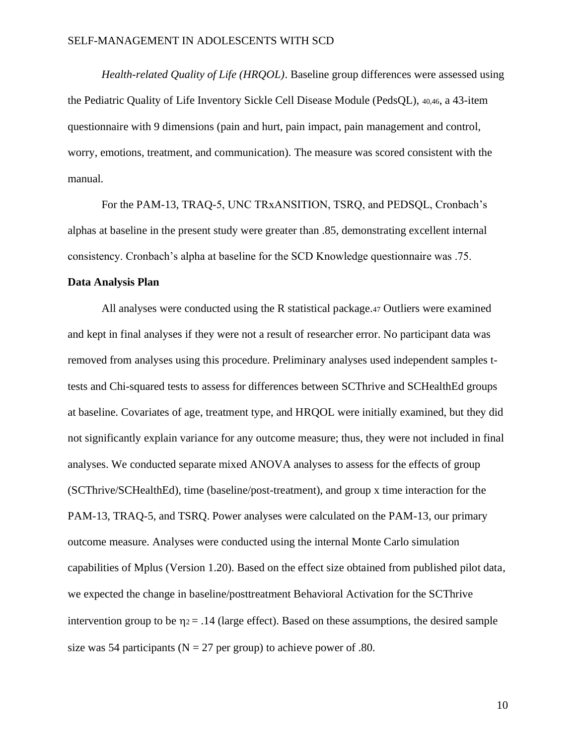*Health-related Quality of Life (HRQOL)*. Baseline group differences were assessed using the Pediatric Quality of Life Inventory Sickle Cell Disease Module (PedsQL), [40,46], a 43-item questionnaire with 9 dimensions (pain and hurt, pain impact, pain management and control, worry, emotions, treatment, and communication). The measure was scored consistent with the manual.

For the PAM-13, TRAQ-5, UNC TRxANSITION, TSRQ, and PEDSQL, Cronbach's alphas at baseline in the present study were greater than .85, demonstrating excellent internal consistency. Cronbach's alpha at baseline for the SCD Knowledge questionnaire was .75.

**Data Analysis Plan**

All analyses were conducted using the R statistical package.[47] Outliers were examined and kept in final analyses if they were not a result of researcher error. No participant data was removed from analyses using this procedure. Preliminary analyses used independent samples t-tests and Chi-squared tests to assess for differences between SCThrive and SCHealthEd groups at baseline. Covariates of age, treatment type, and HRQOL were initially examined, but they did not significantly explain variance for any outcome measure; thus, they were not included in final analyses. We conducted separate mixed ANOVA analyses to assess for the effects of group (SCThrive/SCHealthEd), time (baseline/post-treatment), and group x time interaction for the PAM-13, TRAQ-5, and TSRQ. Power analyses were calculated on the PAM-13, our primary outcome measure. Analyses were conducted using the internal Monte Carlo simulation capabilities of Mplus (Version 1.20). Based on the effect size obtained from published pilot data, we expected the change in baseline/posttreatment Behavioral Activation for the SCThrive intervention group to be $\eta^2 = .14$ (large effect). Based on these assumptions, the desired sample size was 54 participants ($N = 27$ per group) to achieve power of .80.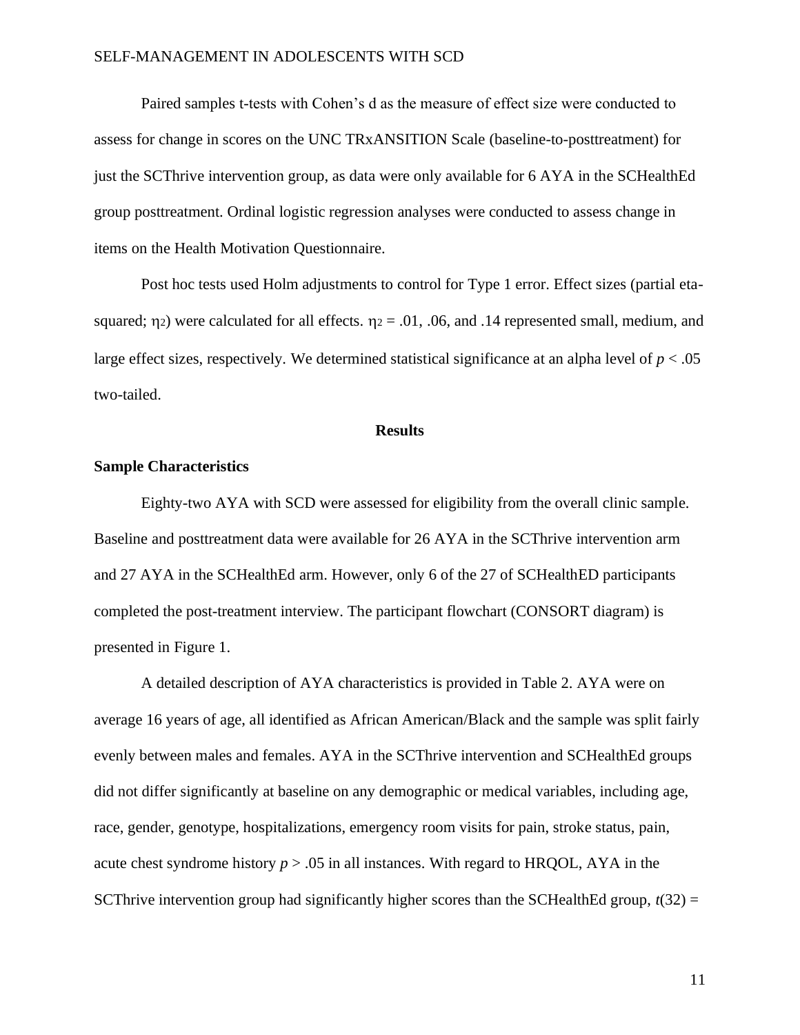Paired samples t-tests with Cohen's d as the measure of effect size were conducted to assess for change in scores on the UNC TRxANSITION Scale (baseline-to-posttreatment) for just the SCThrive intervention group, as data were only available for 6 AYA in the SCHealthEd group posttreatment. Ordinal logistic regression analyses were conducted to assess change in items on the Health Motivation Questionnaire.

Post hoc tests used Holm adjustments to control for Type 1 error. Effect sizes (partial eta-squared; $\eta_2$) were calculated for all effects. $\eta_2$ = .01, .06, and .14 represented small, medium, and large effect sizes, respectively. We determined statistical significance at an alpha level of $p < .05$ two-tailed.

## Results

### Sample Characteristics

Eighty-two AYA with SCD were assessed for eligibility from the overall clinic sample. Baseline and posttreatment data were available for 26 AYA in the SCThrive intervention arm and 27 AYA in the SCHealthEd arm. However, only 6 of the 27 of SCHealthED participants completed the post-treatment interview. The participant flowchart (CONSORT diagram) is presented in Figure 1.

A detailed description of AYA characteristics is provided in Table 2. AYA were on average 16 years of age, all identified as African American/Black and the sample was split fairly evenly between males and females. AYA in the SCThrive intervention and SCHealthEd groups did not differ significantly at baseline on any demographic or medical variables, including age, race, gender, genotype, hospitalizations, emergency room visits for pain, stroke status, pain, acute chest syndrome history $p > .05$ in all instances. With regard to HRQOL, AYA in the SCThrive intervention group had significantly higher scores than the SCHealthEd group, $t(32)$ =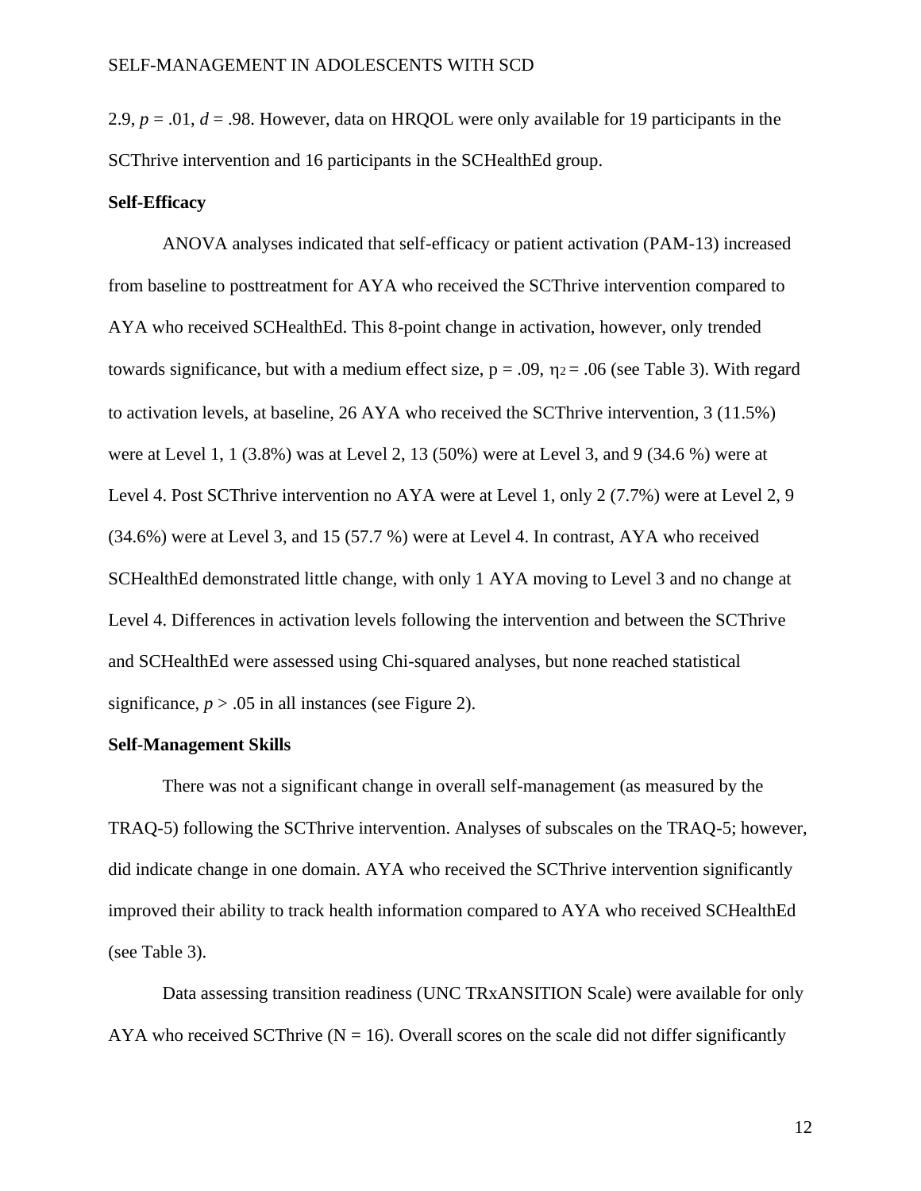2.9, $p = .01$, $d = .98$. However, data on HRQOL were only available for 19 participants in the SCThrive intervention and 16 participants in the SCHealthEd group.

**Self-Efficacy**

ANOVA analyses indicated that self-efficacy or patient activation (PAM-13) increased from baseline to posttreatment for AYA who received the SCThrive intervention compared to AYA who received SCHealthEd. This 8-point change in activation, however, only trended towards significance, but with a medium effect size, $p = .09$, $\eta_2 = .06$ (see Table 3). With regard to activation levels, at baseline, 26 AYA who received the SCThrive intervention, 3 (11.5%) were at Level 1, 1 (3.8%) was at Level 2, 13 (50%) were at Level 3, and 9 (34.6 %) were at Level 4. Post SCThrive intervention no AYA were at Level 1, only 2 (7.7%) were at Level 2, 9 (34.6%) were at Level 3, and 15 (57.7 %) were at Level 4. In contrast, AYA who received SCHealthEd demonstrated little change, with only 1 AYA moving to Level 3 and no change at Level 4. Differences in activation levels following the intervention and between the SCThrive and SCHealthEd were assessed using Chi-squared analyses, but none reached statistical significance, $p > .05$ in all instances (see Figure 2).

**Self-Management Skills**

There was not a significant change in overall self-management (as measured by the TRAQ-5) following the SCThrive intervention. Analyses of subscales on the TRAQ-5; however, did indicate change in one domain. AYA who received the SCThrive intervention significantly improved their ability to track health information compared to AYA who received SCHealthEd (see Table 3).

Data assessing transition readiness (UNC TRxANSITION Scale) were available for only AYA who received SCThrive ($N = 16$). Overall scores on the scale did not differ significantly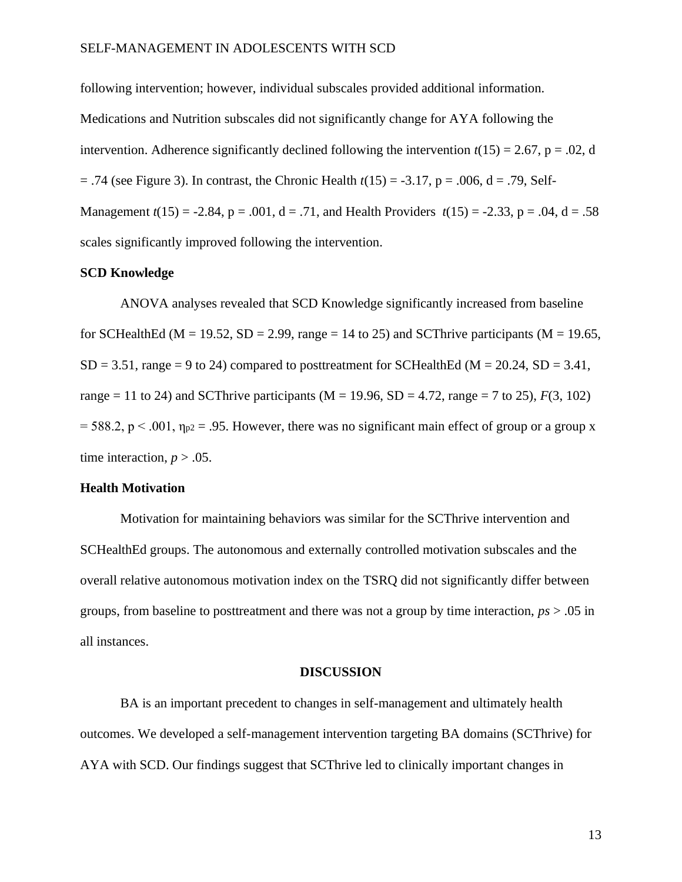following intervention; however, individual subscales provided additional information. Medications and Nutrition subscales did not significantly change for AYA following the intervention. Adherence significantly declined following the intervention $t(15) = 2.67$, $p = .02$, $d = .74$ (see Figure 3). In contrast, the Chronic Health $t(15) = -3.17$, $p = .006$, $d = .79$, Self-Management $t(15) = -2.84$, $p = .001$, $d = .71$, and Health Providers $t(15) = -2.33$, $p = .04$, $d = .58$ scales significantly improved following the intervention.

**SCD Knowledge**

ANOVA analyses revealed that SCD Knowledge significantly increased from baseline for SCHealthEd (M = 19.52, SD = 2.99, range = 14 to 25) and SCThrive participants (M = 19.65, SD = 3.51, range = 9 to 24) compared to posttreatment for SCHealthEd (M = 20.24, SD = 3.41, range = 11 to 24) and SCThrive participants (M = 19.96, SD = 4.72, range = 7 to 25), $F(3, 102) = 588.2$, $p < .001$, $\eta_{p2} = .95$. However, there was no significant main effect of group or a group x time interaction, $p > .05$.

**Health Motivation**

Motivation for maintaining behaviors was similar for the SCThrive intervention and SCHealthEd groups. The autonomous and externally controlled motivation subscales and the overall relative autonomous motivation index on the TSRQ did not significantly differ between groups, from baseline to posttreatment and there was not a group by time interaction, *ps* > .05 in all instances.

## DISCUSSION

BA is an important precedent to changes in self-management and ultimately health outcomes. We developed a self-management intervention targeting BA domains (SCThrive) for AYA with SCD. Our findings suggest that SCThrive led to clinically important changes in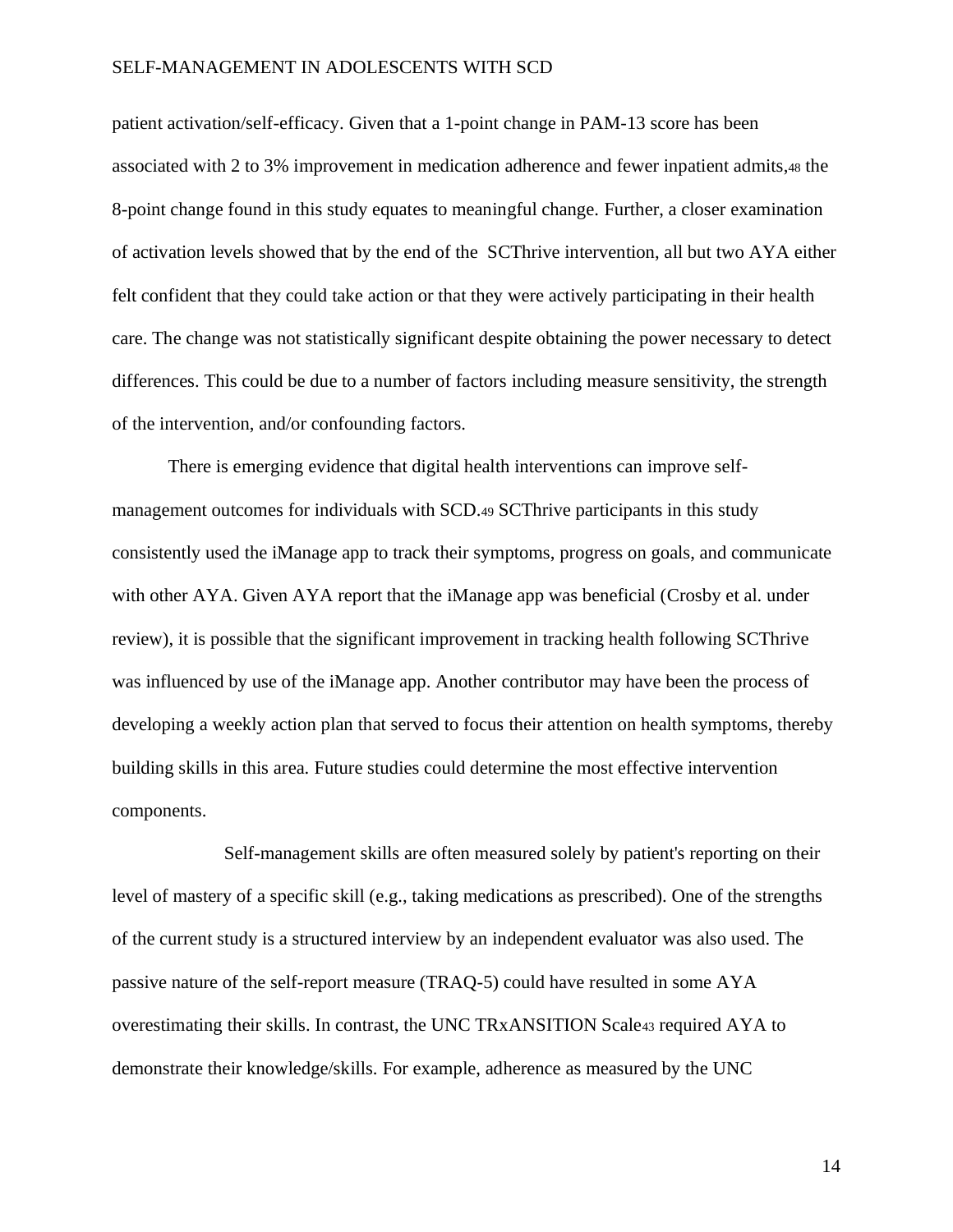patient activation/self-efficacy. Given that a 1-point change in PAM-13 score has been associated with 2 to 3% improvement in medication adherence and fewer inpatient admits,[48] the 8-point change found in this study equates to meaningful change. Further, a closer examination of activation levels showed that by the end of the SCThrive intervention, all but two AYA either felt confident that they could take action or that they were actively participating in their health care. The change was not statistically significant despite obtaining the power necessary to detect differences. This could be due to a number of factors including measure sensitivity, the strength of the intervention, and/or confounding factors.

There is emerging evidence that digital health interventions can improve self-management outcomes for individuals with SCD.[49] SCThrive participants in this study consistently used the iManage app to track their symptoms, progress on goals, and communicate with other AYA. Given AYA report that the iManage app was beneficial (Crosby et al. under review), it is possible that the significant improvement in tracking health following SCThrive was influenced by use of the iManage app. Another contributor may have been the process of developing a weekly action plan that served to focus their attention on health symptoms, thereby building skills in this area. Future studies could determine the most effective intervention components.

Self-management skills are often measured solely by patient's reporting on their level of mastery of a specific skill (e.g., taking medications as prescribed). One of the strengths of the current study is a structured interview by an independent evaluator was also used. The passive nature of the self-report measure (TRAQ-5) could have resulted in some AYA overestimating their skills. In contrast, the UNC TRxANSITION Scale[43] required AYA to demonstrate their knowledge/skills. For example, adherence as measured by the UNC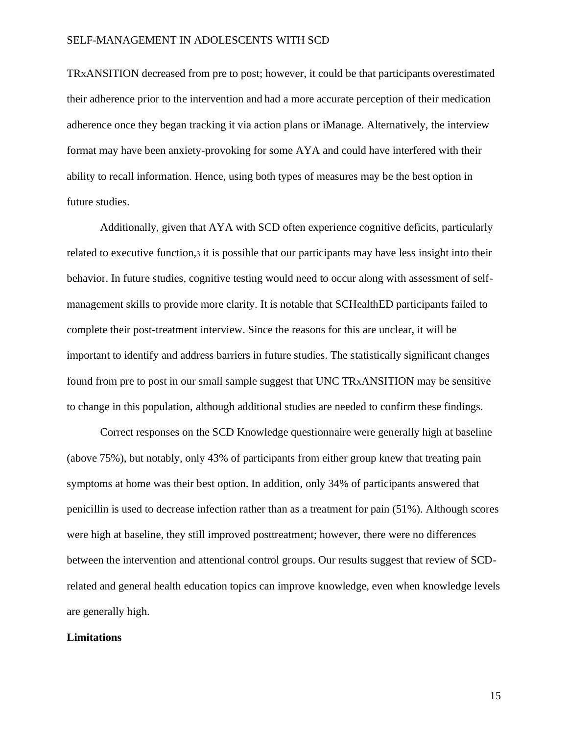TRxANSITION decreased from pre to post; however, it could be that participants overestimated their adherence prior to the intervention and had a more accurate perception of their medication adherence once they began tracking it via action plans or iManage. Alternatively, the interview format may have been anxiety-provoking for some AYA and could have interfered with their ability to recall information. Hence, using both types of measures may be the best option in future studies.

Additionally, given that AYA with SCD often experience cognitive deficits, particularly related to executive function,[3] it is possible that our participants may have less insight into their behavior. In future studies, cognitive testing would need to occur along with assessment of self-management skills to provide more clarity. It is notable that SCHealthED participants failed to complete their post-treatment interview. Since the reasons for this are unclear, it will be important to identify and address barriers in future studies. The statistically significant changes found from pre to post in our small sample suggest that UNC TRxANSITION may be sensitive to change in this population, although additional studies are needed to confirm these findings.

Correct responses on the SCD Knowledge questionnaire were generally high at baseline (above 75%), but notably, only 43% of participants from either group knew that treating pain symptoms at home was their best option. In addition, only 34% of participants answered that penicillin is used to decrease infection rather than as a treatment for pain (51%). Although scores were high at baseline, they still improved posttreatment; however, there were no differences between the intervention and attentional control groups. Our results suggest that review of SCD-related and general health education topics can improve knowledge, even when knowledge levels are generally high.

**Limitations**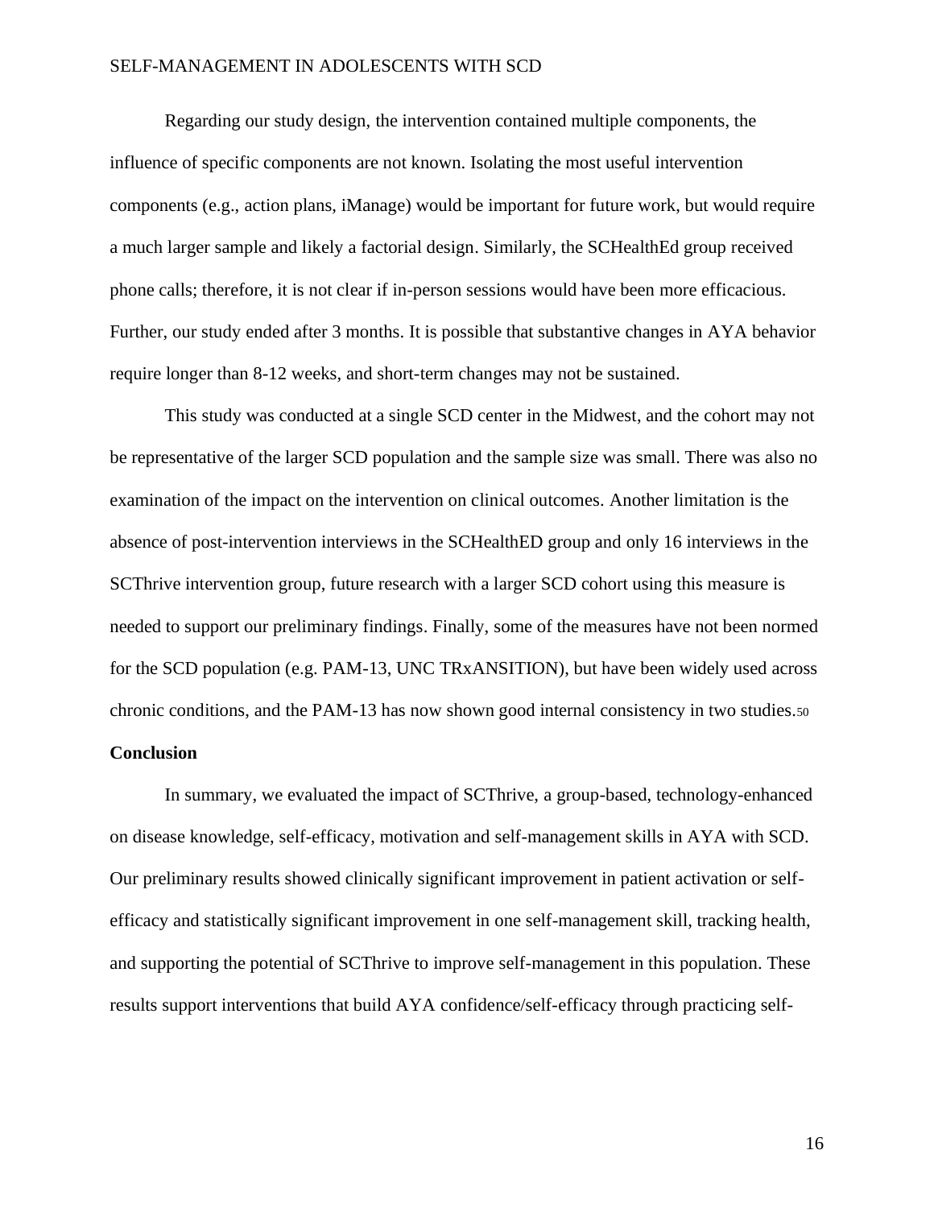Regarding our study design, the intervention contained multiple components, the influence of specific components are not known. Isolating the most useful intervention components (e.g., action plans, iManage) would be important for future work, but would require a much larger sample and likely a factorial design. Similarly, the SCHealthEd group received phone calls; therefore, it is not clear if in-person sessions would have been more efficacious. Further, our study ended after 3 months. It is possible that substantive changes in AYA behavior require longer than 8-12 weeks, and short-term changes may not be sustained.

This study was conducted at a single SCD center in the Midwest, and the cohort may not be representative of the larger SCD population and the sample size was small. There was also no examination of the impact on the intervention on clinical outcomes. Another limitation is the absence of post-intervention interviews in the SCHealthED group and only 16 interviews in the SCThrive intervention group, future research with a larger SCD cohort using this measure is needed to support our preliminary findings. Finally, some of the measures have not been normed for the SCD population (e.g. PAM-13, UNC TRxANSITION), but have been widely used across chronic conditions, and the PAM-13 has now shown good internal consistency in two studies.[50]

**Conclusion**

In summary, we evaluated the impact of SCThrive, a group-based, technology-enhanced on disease knowledge, self-efficacy, motivation and self-management skills in AYA with SCD. Our preliminary results showed clinically significant improvement in patient activation or self-efficacy and statistically significant improvement in one self-management skill, tracking health, and supporting the potential of SCThrive to improve self-management in this population. These results support interventions that build AYA confidence/self-efficacy through practicing self-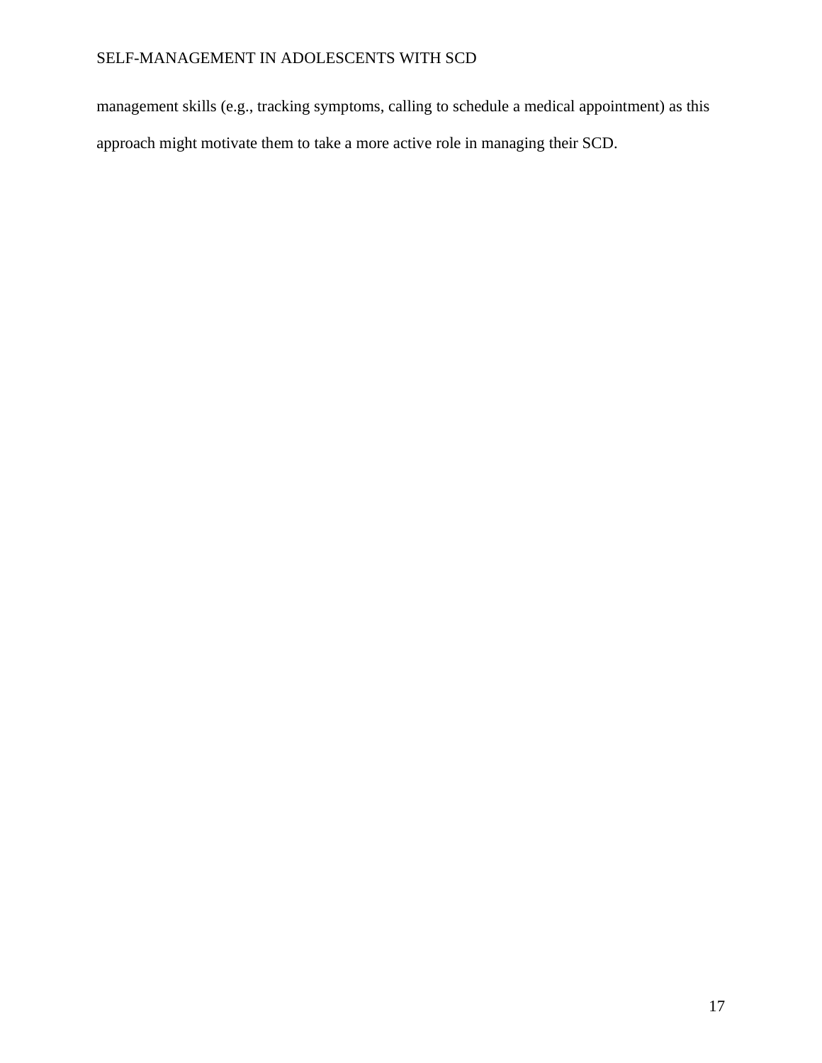management skills (e.g., tracking symptoms, calling to schedule a medical appointment) as this approach might motivate them to take a more active role in managing their SCD.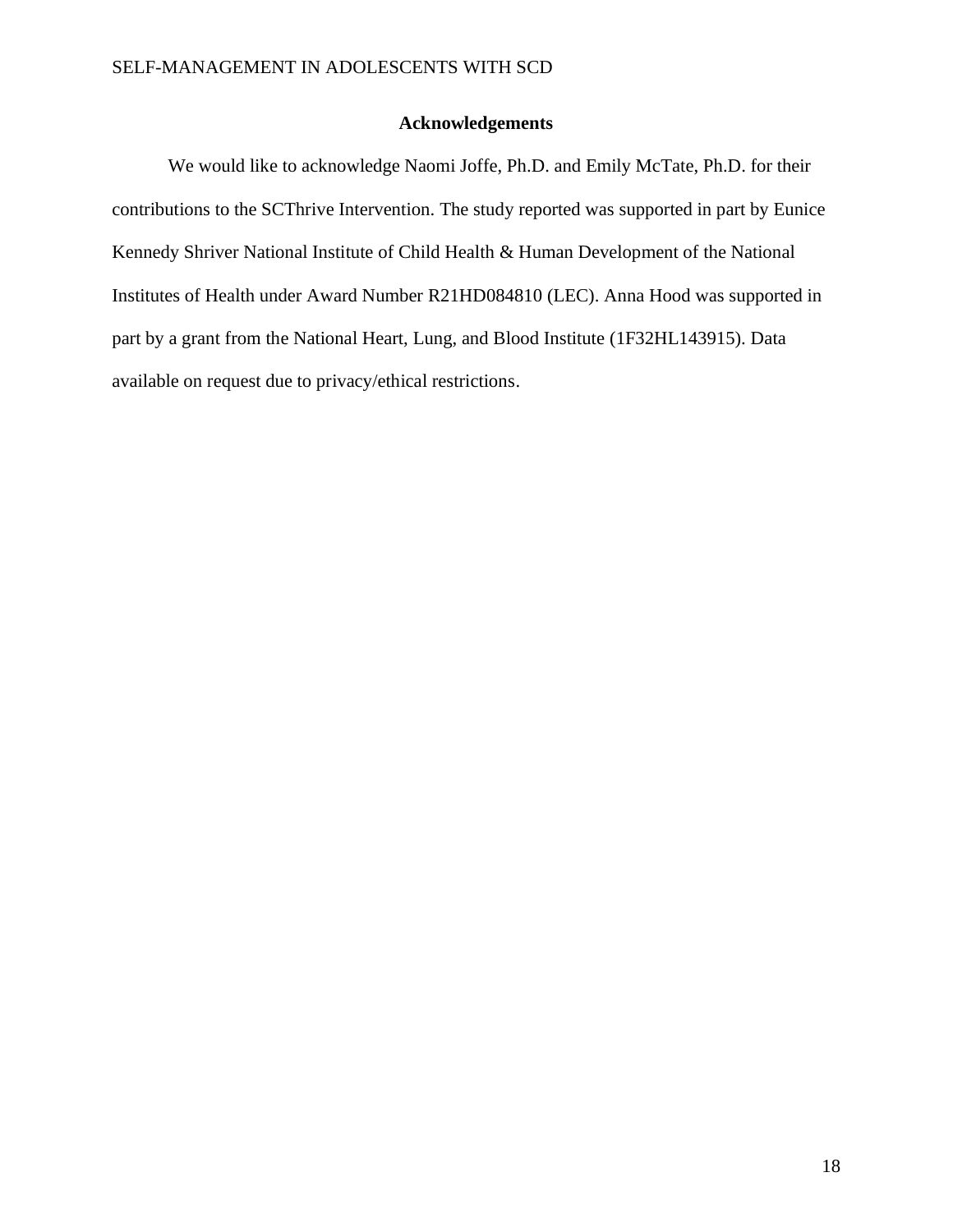## Acknowledgements

We would like to acknowledge Naomi Joffe, Ph.D. and Emily McTate, Ph.D. for their contributions to the SCThrive Intervention. The study reported was supported in part by Eunice Kennedy Shriver National Institute of Child Health & Human Development of the National Institutes of Health under Award Number R21HD084810 (LEC). Anna Hood was supported in part by a grant from the National Heart, Lung, and Blood Institute (1F32HL143915). Data available on request due to privacy/ethical restrictions.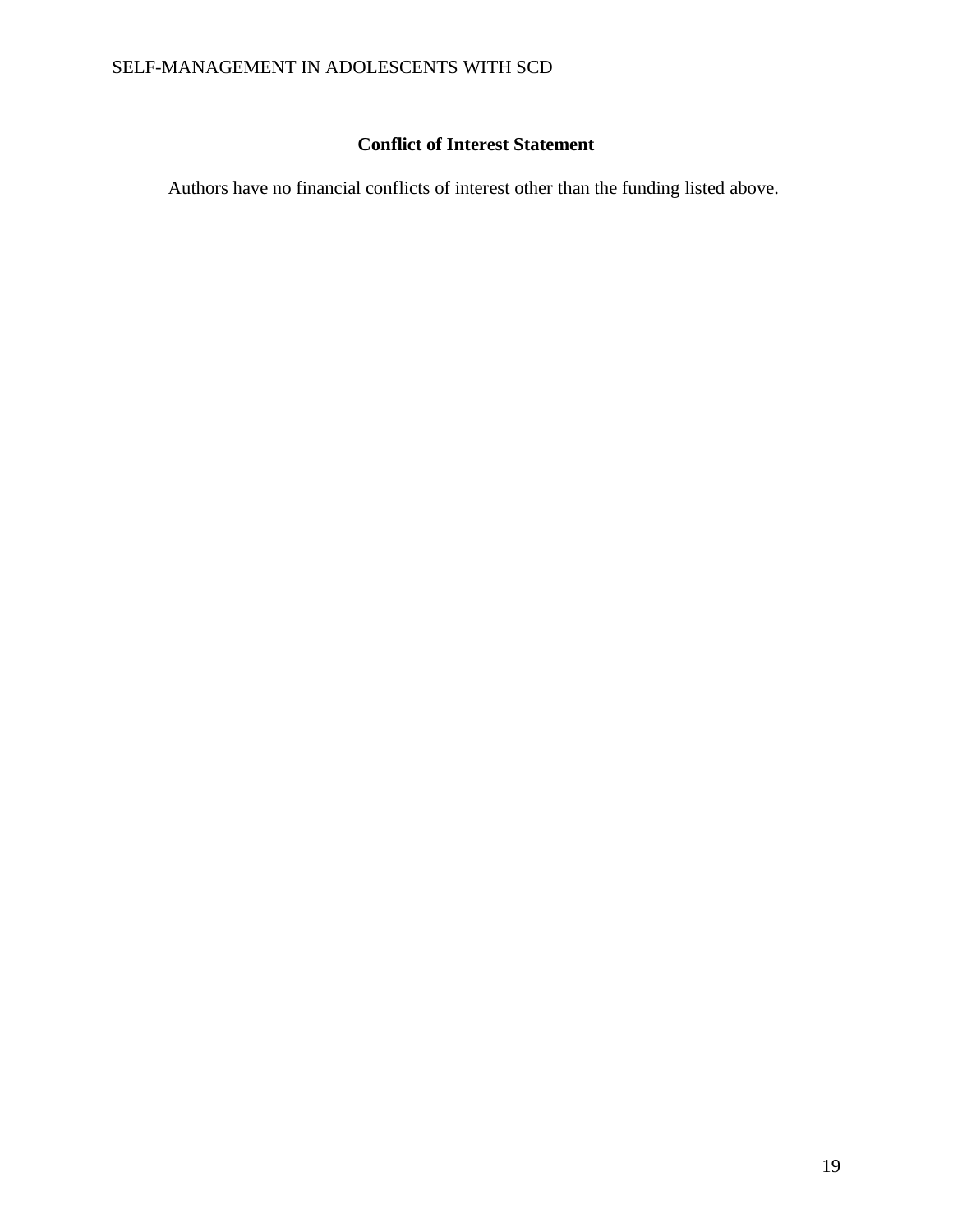## Conflict of Interest Statement

Authors have no financial conflicts of interest other than the funding listed above.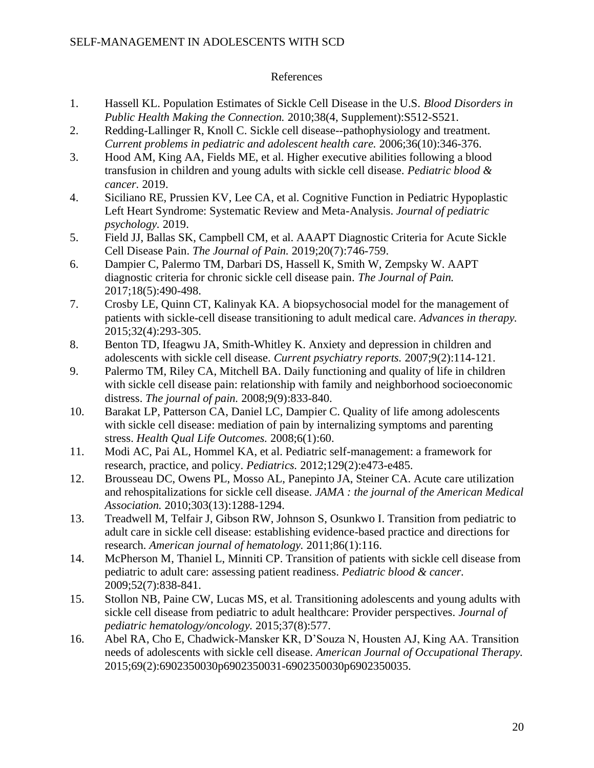References

1. Hassell KL. Population Estimates of Sickle Cell Disease in the U.S. *Blood Disorders in Public Health Making the Connection.* 2010;38(4, Supplement):S512-S521.
2. Redding-Lallinger R, Knoll C. Sickle cell disease--pathophysiology and treatment. *Current problems in pediatric and adolescent health care.* 2006;36(10):346-376.
3. Hood AM, King AA, Fields ME, et al. Higher executive abilities following a blood transfusion in children and young adults with sickle cell disease. *Pediatric blood & cancer.* 2019.
4. Siciliano RE, Prussien KV, Lee CA, et al. Cognitive Function in Pediatric Hypoplastic Left Heart Syndrome: Systematic Review and Meta-Analysis. *Journal of pediatric psychology.* 2019.
5. Field JJ, Ballas SK, Campbell CM, et al. AAAPT Diagnostic Criteria for Acute Sickle Cell Disease Pain. *The Journal of Pain.* 2019;20(7):746-759.
6. Dampier C, Palermo TM, Darbari DS, Hassell K, Smith W, Zempsky W. AAPT diagnostic criteria for chronic sickle cell disease pain. *The Journal of Pain.* 2017;18(5):490-498.
7. Crosby LE, Quinn CT, Kalinyak KA. A biopsychosocial model for the management of patients with sickle-cell disease transitioning to adult medical care. *Advances in therapy.* 2015;32(4):293-305.
8. Benton TD, Ifeagwu JA, Smith-Whitley K. Anxiety and depression in children and adolescents with sickle cell disease. *Current psychiatry reports.* 2007;9(2):114-121.
9. Palermo TM, Riley CA, Mitchell BA. Daily functioning and quality of life in children with sickle cell disease pain: relationship with family and neighborhood socioeconomic distress. *The journal of pain.* 2008;9(9):833-840.
10. Barakat LP, Patterson CA, Daniel LC, Dampier C. Quality of life among adolescents with sickle cell disease: mediation of pain by internalizing symptoms and parenting stress. *Health Qual Life Outcomes.* 2008;6(1):60.
11. Modi AC, Pai AL, Hommel KA, et al. Pediatric self-management: a framework for research, practice, and policy. *Pediatrics.* 2012;129(2):e473-e485.
12. Brousseau DC, Owens PL, Mosso AL, Panepinto JA, Steiner CA. Acute care utilization and rehospitalizations for sickle cell disease. *JAMA : the journal of the American Medical Association.* 2010;303(13):1288-1294.
13. Treadwell M, Telfair J, Gibson RW, Johnson S, Osunkwo I. Transition from pediatric to adult care in sickle cell disease: establishing evidence-based practice and directions for research. *American journal of hematology.* 2011;86(1):116.
14. McPherson M, Thaniel L, Minniti CP. Transition of patients with sickle cell disease from pediatric to adult care: assessing patient readiness. *Pediatric blood & cancer.* 2009;52(7):838-841.
15. Stollon NB, Paine CW, Lucas MS, et al. Transitioning adolescents and young adults with sickle cell disease from pediatric to adult healthcare: Provider perspectives. *Journal of pediatric hematology/oncology.* 2015;37(8):577.
16. Abel RA, Cho E, Chadwick-Mansker KR, D'Souza N, Housten AJ, King AA. Transition needs of adolescents with sickle cell disease. *American Journal of Occupational Therapy.* 2015;69(2):6902350030p6902350031-6902350030p6902350035.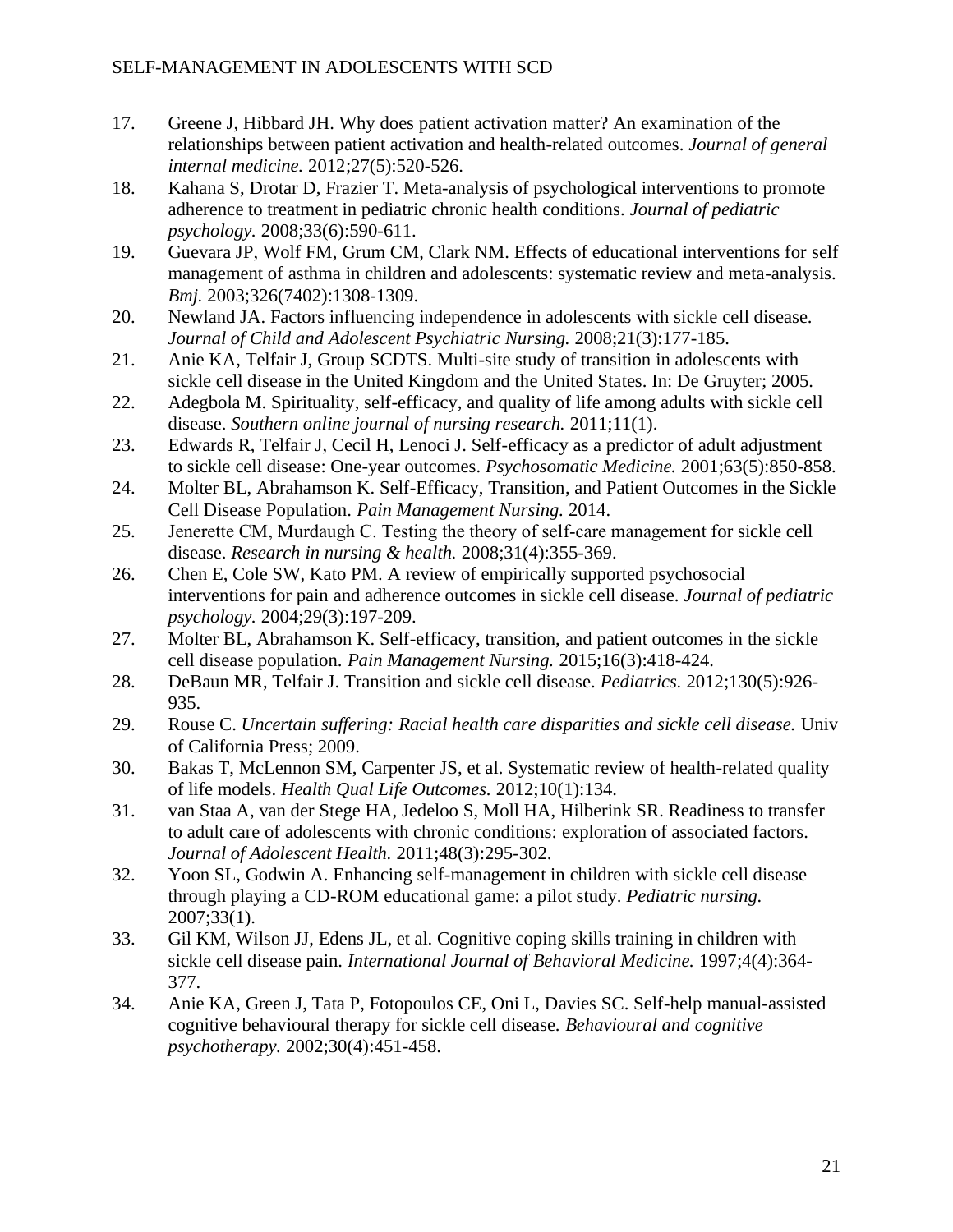17. Greene J, Hibbard JH. Why does patient activation matter? An examination of the relationships between patient activation and health-related outcomes. *Journal of general internal medicine.* 2012;27(5):520-526.
18. Kahana S, Drotar D, Frazier T. Meta-analysis of psychological interventions to promote adherence to treatment in pediatric chronic health conditions. *Journal of pediatric psychology.* 2008;33(6):590-611.
19. Guevara JP, Wolf FM, Grum CM, Clark NM. Effects of educational interventions for self management of asthma in children and adolescents: systematic review and meta-analysis. *Bmj.* 2003;326(7402):1308-1309.
20. Newland JA. Factors influencing independence in adolescents with sickle cell disease. *Journal of Child and Adolescent Psychiatric Nursing.* 2008;21(3):177-185.
21. Anie KA, Telfair J, Group SCDTS. Multi-site study of transition in adolescents with sickle cell disease in the United Kingdom and the United States. In: De Gruyter; 2005.
22. Adegbola M. Spirituality, self-efficacy, and quality of life among adults with sickle cell disease. *Southern online journal of nursing research.* 2011;11(1).
23. Edwards R, Telfair J, Cecil H, Lenoci J. Self-efficacy as a predictor of adult adjustment to sickle cell disease: One-year outcomes. *Psychosomatic Medicine.* 2001;63(5):850-858.
24. Molter BL, Abrahamson K. Self-Efficacy, Transition, and Patient Outcomes in the Sickle Cell Disease Population. *Pain Management Nursing.* 2014.
25. Jenerette CM, Murdaugh C. Testing the theory of self-care management for sickle cell disease. *Research in nursing & health.* 2008;31(4):355-369.
26. Chen E, Cole SW, Kato PM. A review of empirically supported psychosocial interventions for pain and adherence outcomes in sickle cell disease. *Journal of pediatric psychology.* 2004;29(3):197-209.
27. Molter BL, Abrahamson K. Self-efficacy, transition, and patient outcomes in the sickle cell disease population. *Pain Management Nursing.* 2015;16(3):418-424.
28. DeBaun MR, Telfair J. Transition and sickle cell disease. *Pediatrics.* 2012;130(5):926-935.
29. Rouse C. *Uncertain suffering: Racial health care disparities and sickle cell disease.* Univ of California Press; 2009.
30. Bakas T, McLennon SM, Carpenter JS, et al. Systematic review of health-related quality of life models. *Health Qual Life Outcomes.* 2012;10(1):134.
31. van Staa A, van der Stege HA, Jedeloo S, Moll HA, Hilberink SR. Readiness to transfer to adult care of adolescents with chronic conditions: exploration of associated factors. *Journal of Adolescent Health.* 2011;48(3):295-302.
32. Yoon SL, Godwin A. Enhancing self-management in children with sickle cell disease through playing a CD-ROM educational game: a pilot study. *Pediatric nursing.* 2007;33(1).
33. Gil KM, Wilson JJ, Edens JL, et al. Cognitive coping skills training in children with sickle cell disease pain. *International Journal of Behavioral Medicine.* 1997;4(4):364-377.
34. Anie KA, Green J, Tata P, Fotopoulos CE, Oni L, Davies SC. Self-help manual-assisted cognitive behavioural therapy for sickle cell disease. *Behavioural and cognitive psychotherapy.* 2002;30(4):451-458.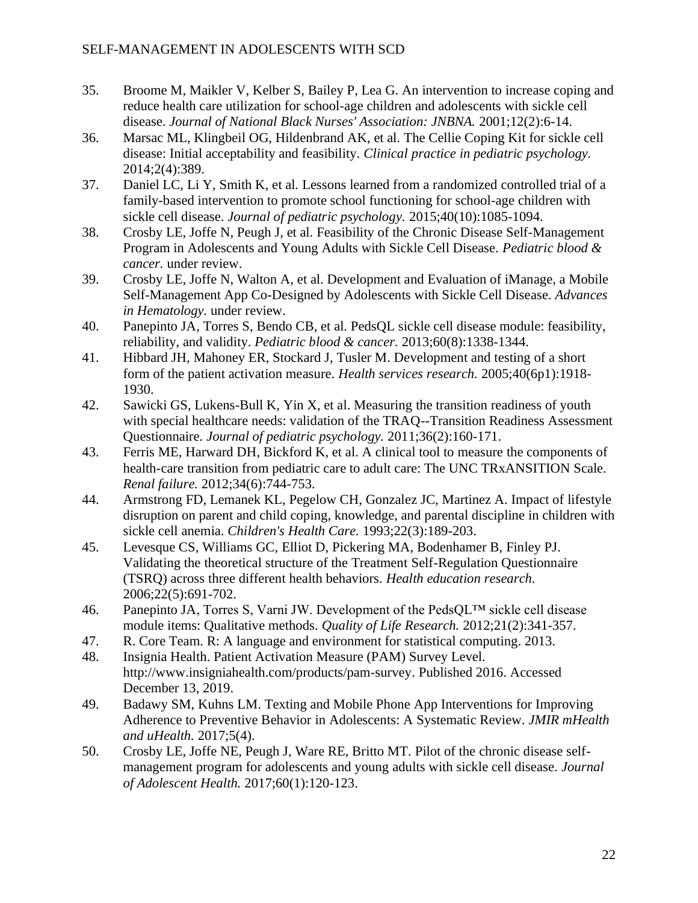35. Broome M, Maikler V, Kelber S, Bailey P, Lea G. An intervention to increase coping and reduce health care utilization for school-age children and adolescents with sickle cell disease. *Journal of National Black Nurses' Association: JNBNA.* 2001;12(2):6-14.
36. Marsac ML, Klingbeil OG, Hildenbrand AK, et al. The Cellie Coping Kit for sickle cell disease: Initial acceptability and feasibility. *Clinical practice in pediatric psychology.* 2014;2(4):389.
37. Daniel LC, Li Y, Smith K, et al. Lessons learned from a randomized controlled trial of a family-based intervention to promote school functioning for school-age children with sickle cell disease. *Journal of pediatric psychology.* 2015;40(10):1085-1094.
38. Crosby LE, Joffe N, Peugh J, et al. Feasibility of the Chronic Disease Self-Management Program in Adolescents and Young Adults with Sickle Cell Disease. *Pediatric blood & cancer.* under review.
39. Crosby LE, Joffe N, Walton A, et al. Development and Evaluation of iManage, a Mobile Self-Management App Co-Designed by Adolescents with Sickle Cell Disease. *Advances in Hematology.* under review.
40. Panepinto JA, Torres S, Bendo CB, et al. PedsQL sickle cell disease module: feasibility, reliability, and validity. *Pediatric blood & cancer.* 2013;60(8):1338-1344.
41. Hibbard JH, Mahoney ER, Stockard J, Tusler M. Development and testing of a short form of the patient activation measure. *Health services research.* 2005;40(6p1):1918-1930.
42. Sawicki GS, Lukens-Bull K, Yin X, et al. Measuring the transition readiness of youth with special healthcare needs: validation of the TRAQ--Transition Readiness Assessment Questionnaire. *Journal of pediatric psychology.* 2011;36(2):160-171.
43. Ferris ME, Harward DH, Bickford K, et al. A clinical tool to measure the components of health-care transition from pediatric care to adult care: The UNC TRxANSITION Scale. *Renal failure.* 2012;34(6):744-753.
44. Armstrong FD, Lemanek KL, Pegelow CH, Gonzalez JC, Martinez A. Impact of lifestyle disruption on parent and child coping, knowledge, and parental discipline in children with sickle cell anemia. *Children's Health Care.* 1993;22(3):189-203.
45. Levesque CS, Williams GC, Elliot D, Pickering MA, Bodenhamer B, Finley PJ. Validating the theoretical structure of the Treatment Self-Regulation Questionnaire (TSRQ) across three different health behaviors. *Health education research.* 2006;22(5):691-702.
46. Panepinto JA, Torres S, Varni JW. Development of the PedsQL™ sickle cell disease module items: Qualitative methods. *Quality of Life Research.* 2012;21(2):341-357.
47. R. Core Team. R: A language and environment for statistical computing. 2013.
48. Insignia Health. Patient Activation Measure (PAM) Survey Level. http://www.insigniahealth.com/products/pam-survey. Published 2016. Accessed December 13, 2019.
49. Badawy SM, Kuhns LM. Texting and Mobile Phone App Interventions for Improving Adherence to Preventive Behavior in Adolescents: A Systematic Review. *JMIR mHealth and uHealth.* 2017;5(4).
50. Crosby LE, Joffe NE, Peugh J, Ware RE, Britto MT. Pilot of the chronic disease self-management program for adolescents and young adults with sickle cell disease. *Journal of Adolescent Health.* 2017;60(1):120-123.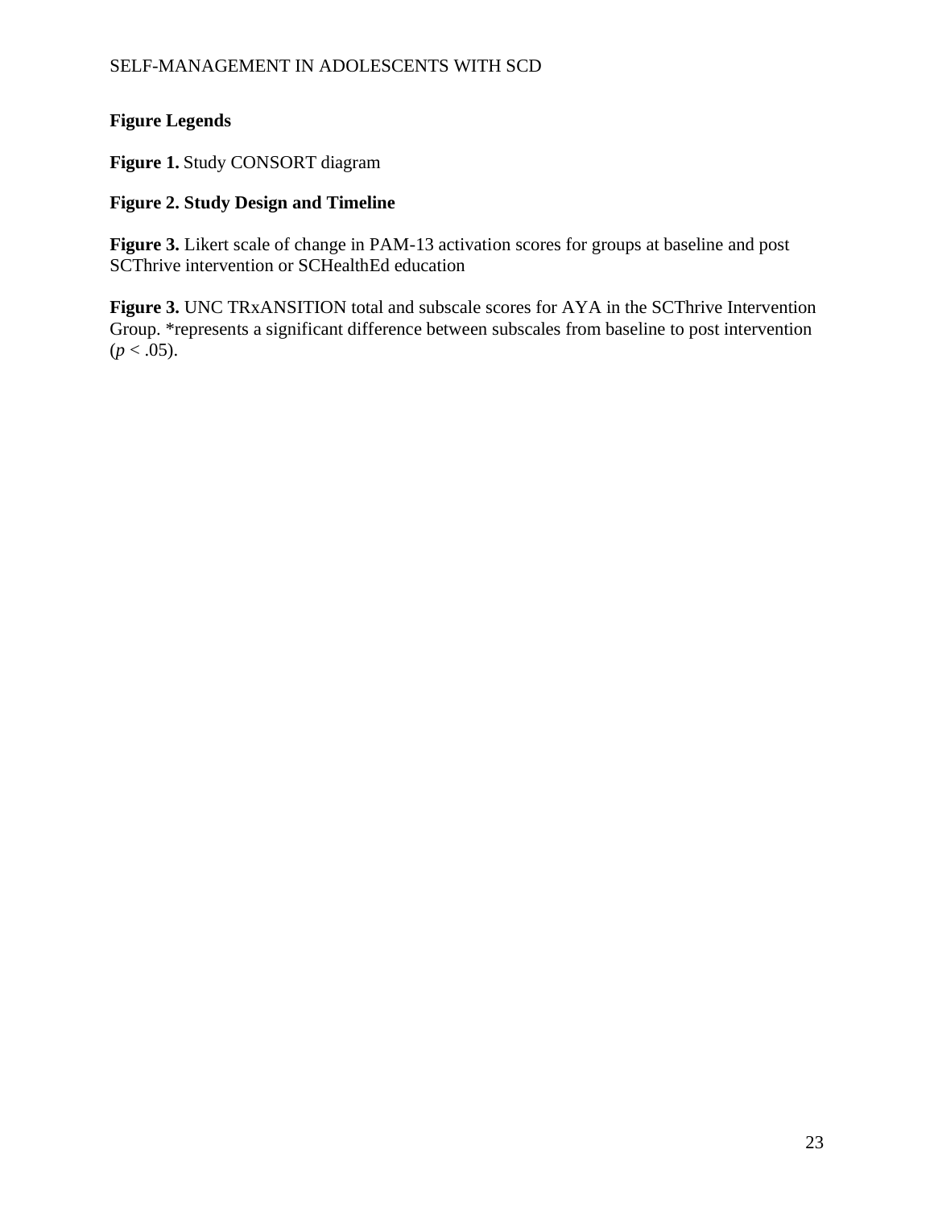**Figure Legends**

**Figure 1.** Study CONSORT diagram

**Figure 2. Study Design and Timeline**

**Figure 3.** Likert scale of change in PAM-13 activation scores for groups at baseline and post SCThrive intervention or SCHealthEd education

**Figure 3.** UNC TRxANSITION total and subscale scores for AYA in the SCThrive Intervention Group. *represents a significant difference between subscales from baseline to post intervention ($p < .05$).